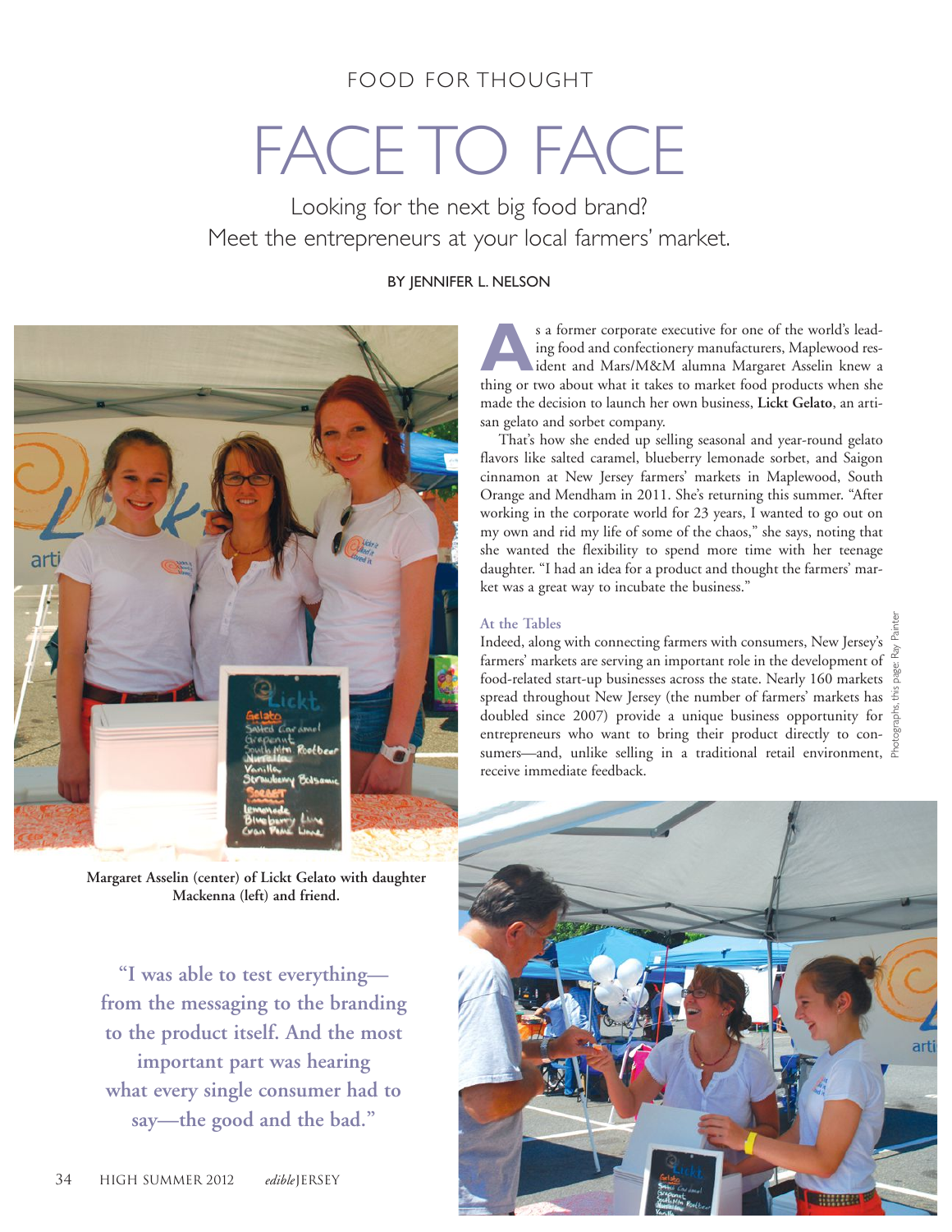FOOD FOR THOUGHT

# FACE TO FACE

## Looking for the next big food brand? Meet the entrepreneurs at your local farmers' market.

BY JENNIFER L. NELSON

Margaret Asselin (center) of Lickt Gelato with daughter Mackenna (left) and friend.

As a former corporate executive for one of the world's leading food and confectionery manufacturers, Maplewood resident and Mars/M&M alumna Margaret Asselin knew a thing or two about what it takes to market food products when she made the decision to launch her own business, **Lickt Gelato**, an artisan gelato and sorbet company.

That's how she ended up selling seasonal and year-round gelato flavors like salted caramel, blueberry lemonade sorbet, and Saigon cinnamon at New Jersey farmers' markets in Maplewood, South Orange and Mendham in 2011. She's returning this summer. "After working in the corporate world for 23 years, I wanted to go out on my own and rid my life of some of the chaos," she says, noting that she wanted the flexibility to spend more time with her teenage daughter. "I had an idea for a product and thought the farmers' market was a great way to incubate the business."

### At the Tables

Indeed, along with connecting farmers with consumers, New Jersey's farmers' markets are serving an important role in the development of food-related start-up businesses across the state. Nearly 160 markets spread throughout New Jersey (the number of farmers' markets has doubled since 2007) provide a unique business opportunity for entrepreneurs who want to bring their product directly to consumers—and, unlike selling in a traditional retail environment, receive immediate feedback.

**"I was able to test everything—from the messaging to the branding to the product itself. And the most important part was hearing what every single consumer had to say—the good and the bad."**

Photographs, this page: Ray Painter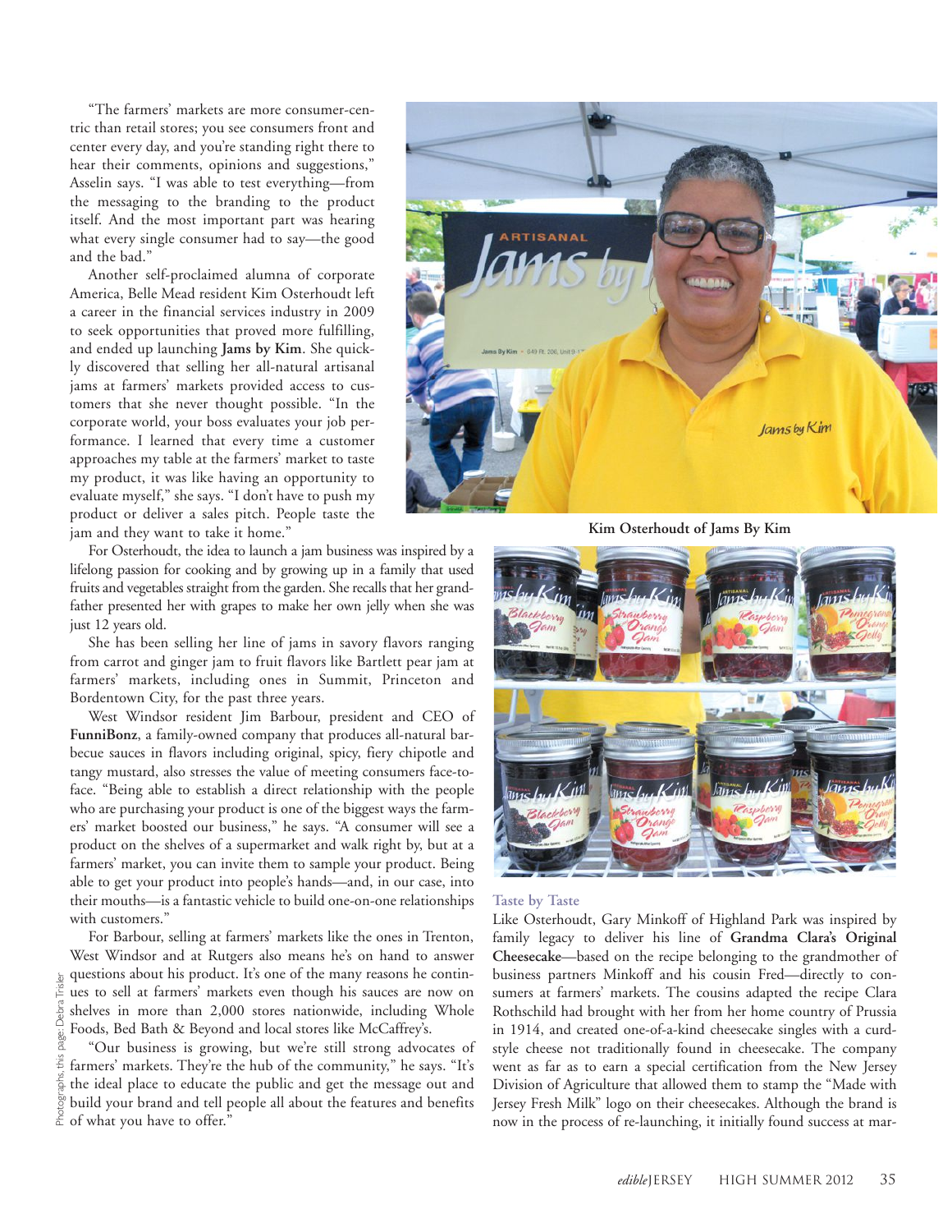"The farmers' markets are more consumer-centric than retail stores; you see consumers front and center every day, and you're standing right there to hear their comments, opinions and suggestions," Asselin says. "I was able to test everything—from the messaging to the branding to the product itself. And the most important part was hearing what every single consumer had to say—the good and the bad."

Another self-proclaimed alumna of corporate America, Belle Mead resident Kim Osterhoudt left a career in the financial services industry in 2009 to seek opportunities that proved more fulfilling, and ended up launching **Jams by Kim**. She quickly discovered that selling her all-natural artisanal jams at farmers' markets provided access to customers that she never thought possible. "In the corporate world, your boss evaluates your job performance. I learned that every time a customer approaches my table at the farmers' market to taste my product, it was like having an opportunity to evaluate myself," she says. "I don't have to push my product or deliver a sales pitch. People taste the jam and they want to take it home."

For Osterhoudt, the idea to launch a jam business was inspired by a lifelong passion for cooking and by growing up in a family that used fruits and vegetables straight from the garden. She recalls that her grandfather presented her with grapes to make her own jelly when she was just 12 years old.

She has been selling her line of jams in savory flavors ranging from carrot and ginger jam to fruit flavors like Bartlett pear jam at farmers' markets, including ones in Summit, Princeton and Bordentown City, for the past three years.

West Windsor resident Jim Barbour, president and CEO of **FunniBonz**, a family-owned company that produces all-natural barbecue sauces in flavors including original, spicy, fiery chipotle and tangy mustard, also stresses the value of meeting consumers face-to-face. "Being able to establish a direct relationship with the people who are purchasing your product is one of the biggest ways the farmers' market boosted our business," he says. "A consumer will see a product on the shelves of a supermarket and walk right by, but at a farmers' market, you can invite them to sample your product. Being able to get your product into people's hands—and, in our case, into their mouths—is a fantastic vehicle to build one-on-one relationships with customers."

For Barbour, selling at farmers' markets like the ones in Trenton, West Windsor and at Rutgers also means he's on hand to answer questions about his product. It's one of the many reasons he continues to sell at farmers' markets even though his sauces are now on shelves in more than 2,000 stores nationwide, including Whole Foods, Bed Bath & Beyond and local stores like McCaffrey's.

"Our business is growing, but we're still strong advocates of farmers' markets. They're the hub of the community," he says. "It's the ideal place to educate the public and get the message out and build your brand and tell people all about the features and benefits of what you have to offer."

Photographs, this page: Debra Trisler

**Kim Osterhoudt of Jams By Kim**

### Taste by Taste

Like Osterhoudt, Gary Minkoff of Highland Park was inspired by family legacy to deliver his line of **Grandma Clara's Original Cheesecake**—based on the recipe belonging to the grandmother of business partners Minkoff and his cousin Fred—directly to consumers at farmers' markets. The cousins adapted the recipe Clara Rothschild had brought with her from her home country of Prussia in 1914, and created one-of-a-kind cheesecake singles with a curd-style cheese not traditionally found in cheesecake. The company went as far as to earn a special certification from the New Jersey Division of Agriculture that allowed them to stamp the "Made with Jersey Fresh Milk" logo on their cheesecakes. Although the brand is now in the process of re-launching, it initially found success at mar-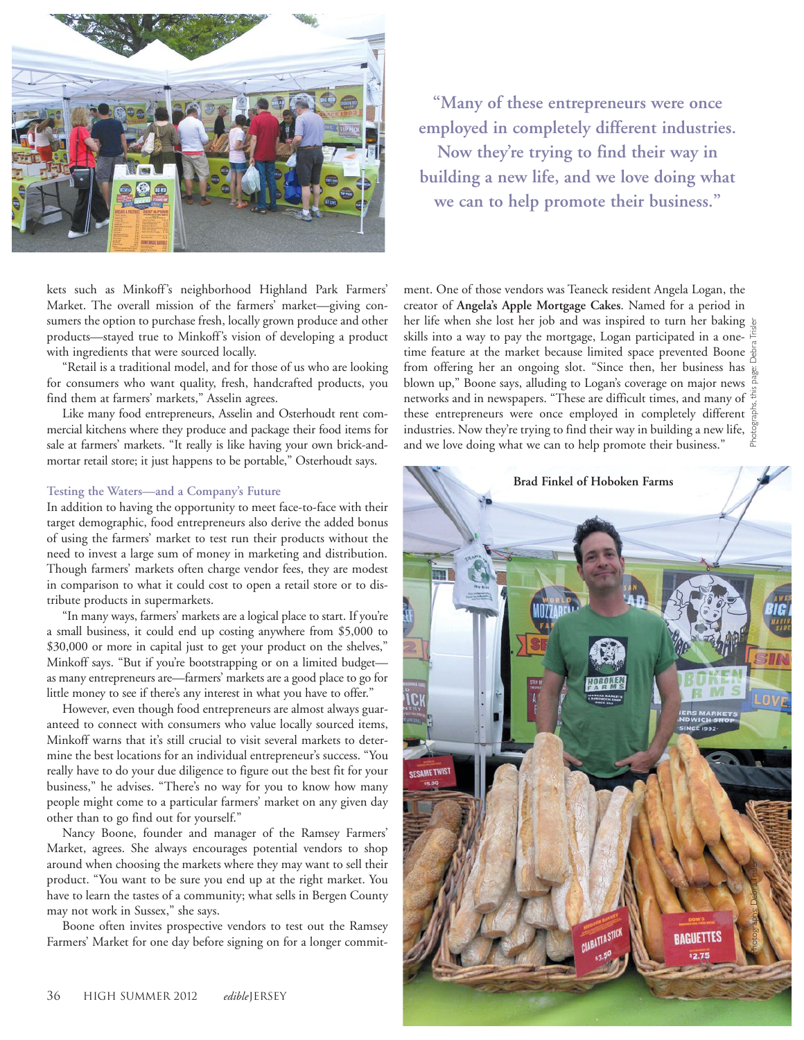> "Many of these entrepreneurs were once employed in completely different industries. Now they're trying to find their way in building a new life, and we love doing what we can to help promote their business."

kets such as Minkoff's neighborhood Highland Park Farmers' Market. The overall mission of the farmers' market—giving consumers the option to purchase fresh, locally grown produce and other products—stayed true to Minkoff's vision of developing a product with ingredients that were sourced locally.

"Retail is a traditional model, and for those of us who are looking for consumers who want quality, fresh, handcrafted products, you find them at farmers' markets," Asselin agrees.

Like many food entrepreneurs, Asselin and Osterhoudt rent commercial kitchens where they produce and package their food items for sale at farmers' markets. "It really is like having your own brick-and-mortar retail store; it just happens to be portable," Osterhoudt says.

### Testing the Waters—and a Company's Future

In addition to having the opportunity to meet face-to-face with their target demographic, food entrepreneurs also derive the added bonus of using the farmers' market to test run their products without the need to invest a large sum of money in marketing and distribution. Though farmers' markets often charge vendor fees, they are modest in comparison to what it could cost to open a retail store or to distribute products in supermarkets.

"In many ways, farmers' markets are a logical place to start. If you're a small business, it could end up costing anywhere from $5,000 to $30,000 or more in capital just to get your product on the shelves," Minkoff says. "But if you're bootstrapping or on a limited budget—as many entrepreneurs are—farmers' markets are a good place to go for little money to see if there's any interest in what you have to offer."

However, even though food entrepreneurs are almost always guaranteed to connect with consumers who value locally sourced items, Minkoff warns that it's still crucial to visit several markets to determine the best locations for an individual entrepreneur's success. "You really have to do your due diligence to figure out the best fit for your business," he advises. "There's no way for you to know how many people might come to a particular farmers' market on any given day other than to go find out for yourself."

Nancy Boone, founder and manager of the Ramsey Farmers' Market, agrees. She always encourages potential vendors to shop around when choosing the markets where they may want to sell their product. "You want to be sure you end up at the right market. You have to learn the tastes of a community; what sells in Bergen County may not work in Sussex," she says.

Boone often invites prospective vendors to test out the Ramsey Farmers' Market for one day before signing on for a longer commitment. One of those vendors was Teaneck resident Angela Logan, the creator of **Angela's Apple Mortgage Cakes**. Named for a period in her life when she lost her job and was inspired to turn her baking skills into a way to pay the mortgage, Logan participated in a one-time feature at the market because limited space prevented Boone from offering her an ongoing slot. "Since then, her business has blown up," Boone says, alluding to Logan's coverage on major news networks and in newspapers. "These are difficult times, and many of these entrepreneurs were once employed in completely different industries. Now they're trying to find their way in building a new life, and we love doing what we can to help promote their business."

Brad Finkel of Hoboken Farms

Photographs, this page: Debra Trisler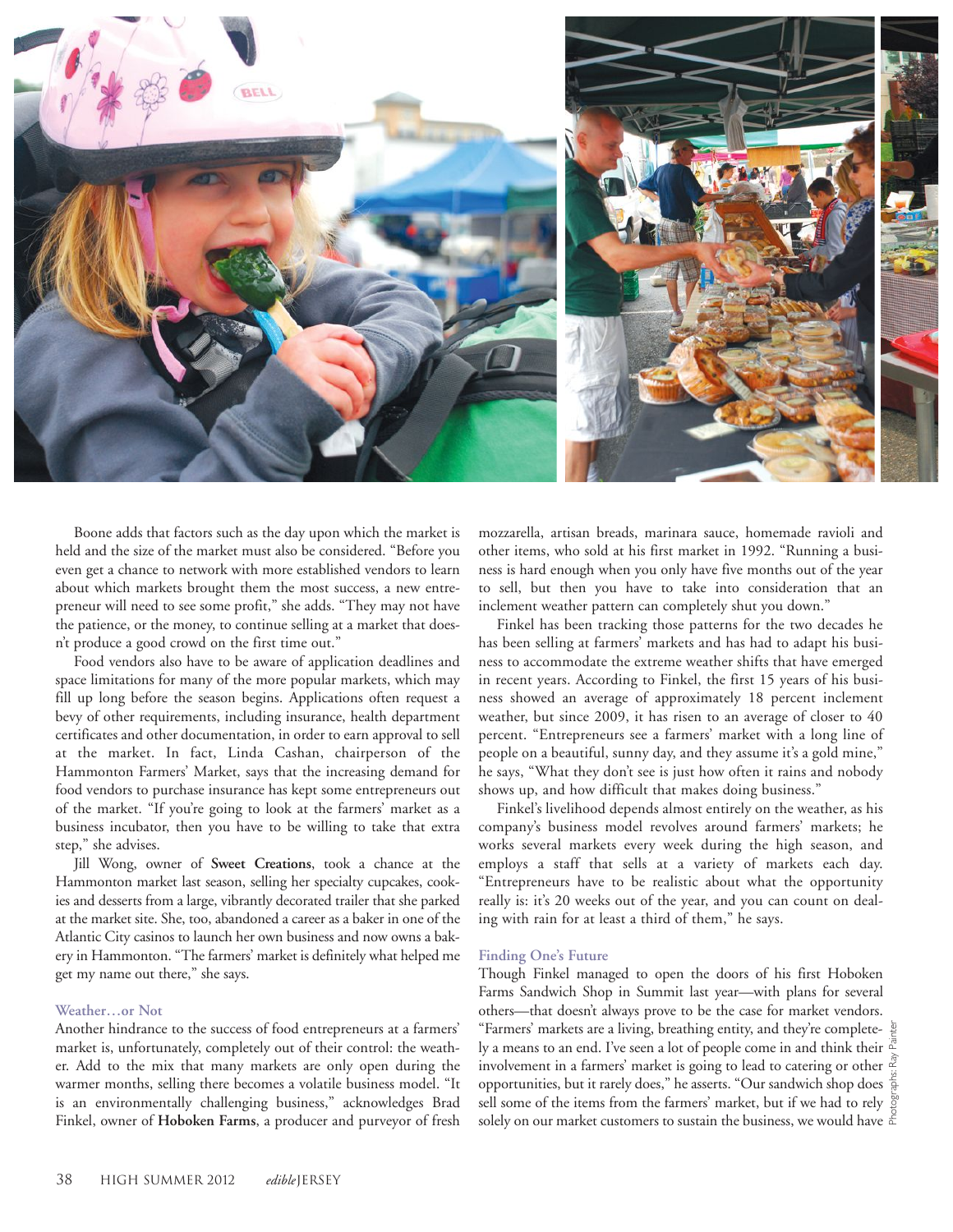Boone adds that factors such as the day upon which the market is held and the size of the market must also be considered. "Before you even get a chance to network with more established vendors to learn about which markets brought them the most success, a new entrepreneur will need to see some profit," she adds. "They may not have the patience, or the money, to continue selling at a market that doesn't produce a good crowd on the first time out."

Food vendors also have to be aware of application deadlines and space limitations for many of the more popular markets, which may fill up long before the season begins. Applications often request a bevy of other requirements, including insurance, health department certificates and other documentation, in order to earn approval to sell at the market. In fact, Linda Cashan, chairperson of the Hammonton Farmers' Market, says that the increasing demand for food vendors to purchase insurance has kept some entrepreneurs out of the market. "If you're going to look at the farmers' market as a business incubator, then you have to be willing to take that extra step," she advises.

Jill Wong, owner of **Sweet Creations**, took a chance at the Hammonton market last season, selling her specialty cupcakes, cookies and desserts from a large, vibrantly decorated trailer that she parked at the market site. She, too, abandoned a career as a baker in one of the Atlantic City casinos to launch her own business and now owns a bakery in Hammonton. "The farmers' market is definitely what helped me get my name out there," she says.

### Weather…or Not

Another hindrance to the success of food entrepreneurs at a farmers' market is, unfortunately, completely out of their control: the weather. Add to the mix that many markets are only open during the warmer months, selling there becomes a volatile business model. "It is an environmentally challenging business," acknowledges Brad Finkel, owner of **Hoboken Farms**, a producer and purveyor of fresh mozzarella, artisan breads, marinara sauce, homemade ravioli and other items, who sold at his first market in 1992. "Running a business is hard enough when you only have five months out of the year to sell, but then you have to take into consideration that an inclement weather pattern can completely shut you down."

Finkel has been tracking those patterns for the two decades he has been selling at farmers' markets and has had to adapt his business to accommodate the extreme weather shifts that have emerged in recent years. According to Finkel, the first 15 years of his business showed an average of approximately 18 percent inclement weather, but since 2009, it has risen to an average of closer to 40 percent. "Entrepreneurs see a farmers' market with a long line of people on a beautiful, sunny day, and they assume it's a gold mine," he says, "What they don't see is just how often it rains and nobody shows up, and how difficult that makes doing business."

Finkel's livelihood depends almost entirely on the weather, as his company's business model revolves around farmers' markets; he works several markets every week during the high season, and employs a staff that sells at a variety of markets each day. "Entrepreneurs have to be realistic about what the opportunity really is: it's 20 weeks out of the year, and you can count on dealing with rain for at least a third of them," he says.

### Finding One's Future

Though Finkel managed to open the doors of his first Hoboken Farms Sandwich Shop in Summit last year—with plans for several others—that doesn't always prove to be the case for market vendors. "Farmers' markets are a living, breathing entity, and they're completely a means to an end. I've seen a lot of people come in and think their involvement in a farmers' market is going to lead to catering or other opportunities, but it rarely does," he asserts. "Our sandwich shop does sell some of the items from the farmers' market, but if we had to rely solely on our market customers to sustain the business, we would have

Photographs: Ray Painter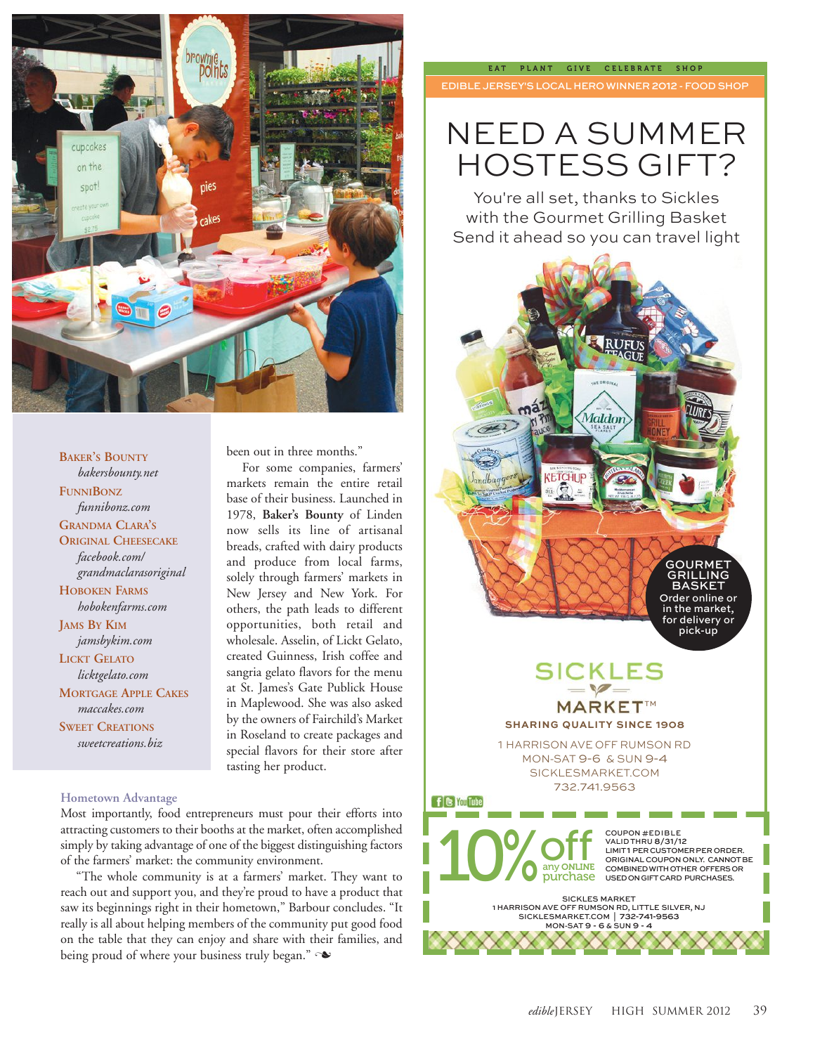**Baker's Bounty**
*bakersbounty.net*

**FunniBonz**
*funnibonz.com*

**Grandma Clara's Original Cheesecake**
*facebook.com/grandmaclarasoriginal*

**Hoboken Farms**
*hobokenfarms.com*

**Jams By Kim**
*jamsbykim.com*

**Lickt Gelato**
*licktgelato.com*

**Mortgage Apple Cakes**
*maccakes.com*

**Sweet Creations**
*sweetcreations.biz*

been out in three months."

For some companies, farmers' markets remain the entire retail base of their business. Launched in 1978, **Baker's Bounty** of Linden now sells its line of artisanal breads, crafted with dairy products and produce from local farms, solely through farmers' markets in New Jersey and New York. For others, the path leads to different opportunities, both retail and wholesale. Asselin, of Lickt Gelato, created Guinness, Irish coffee and sangria gelato flavors for the menu at St. James's Gate Publick House in Maplewood. She was also asked by the owners of Fairchild's Market in Roseland to create packages and special flavors for their store after tasting her product.

### Hometown Advantage

Most importantly, food entrepreneurs must pour their efforts into attracting customers to their booths at the market, often accomplished simply by taking advantage of one of the biggest distinguishing factors of the farmers' market: the community environment.

"The whole community is at a farmers' market. They want to reach out and support you, and they're proud to have a product that saw its beginnings right in their hometown," Barbour concludes. "It really is all about helping members of the community put good food on the table that they can enjoy and share with their families, and being proud of where your business truly began." ❧

---

EAT PLANT GIVE CELEBRATE SHOP

EDIBLE JERSEY'S LOCAL HERO WINNER 2012 - FOOD SHOP

# NEED A SUMMER HOSTESS GIFT?

You're all set, thanks to Sickles with the Gourmet Grilling Basket
Send it ahead so you can travel light

**GOURMET GRILLING BASKET**
Order online or in the market, for delivery or pick-up

**SICKLES MARKET™**
SHARING QUALITY SINCE 1908

1 HARRISON AVE OFF RUMSON RD
MON-SAT 9-6 & SUN 9-4
SICKLESMARKET.COM
732.741.9563

**10% off** any ONLINE purchase

COUPON #EDIBLE
VALID THRU 8/31/12
LIMIT 1 PER CUSTOMER PER ORDER.
ORIGINAL COUPON ONLY. CANNOT BE COMBINED WITH OTHER OFFERS OR USED ON GIFT CARD PURCHASES.

SICKLES MARKET
1 HARRISON AVE OFF RUMSON RD, LITTLE SILVER, NJ
SICKLESMARKET.COM | 732-741-9563
MON-SAT 9 - 6 & SUN 9 - 4